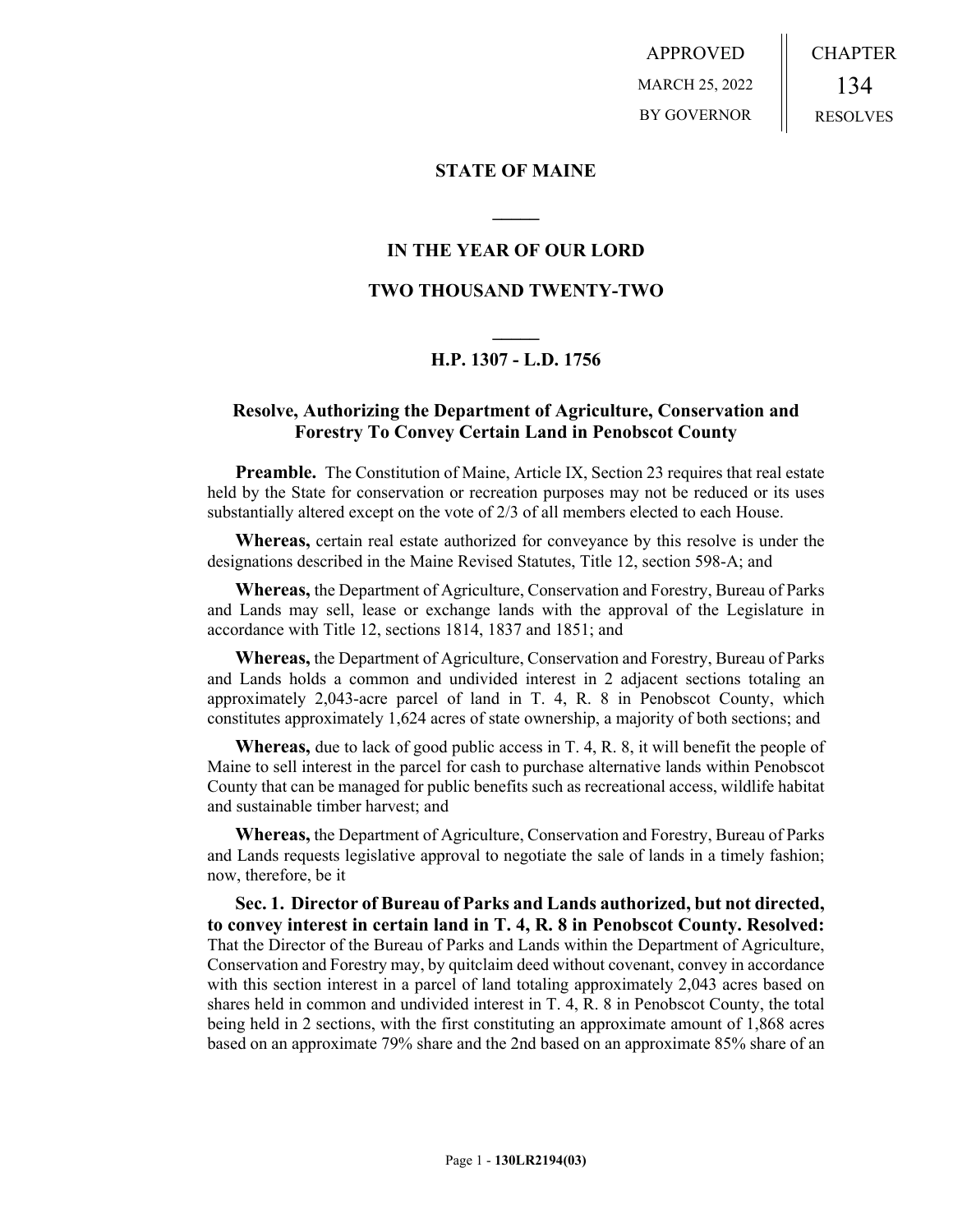APPROVED
MARCH 25, 2022
BY GOVERNOR

CHAPTER
134
RESOLVES

**STATE OF MAINE**

**IN THE YEAR OF OUR LORD**

**TWO THOUSAND TWENTY-TWO**

**H.P. 1307 - L.D. 1756**

**Resolve, Authorizing the Department of Agriculture, Conservation and Forestry To Convey Certain Land in Penobscot County**

**Preamble.** The Constitution of Maine, Article IX, Section 23 requires that real estate held by the State for conservation or recreation purposes may not be reduced or its uses substantially altered except on the vote of 2/3 of all members elected to each House.

**Whereas,** certain real estate authorized for conveyance by this resolve is under the designations described in the Maine Revised Statutes, Title 12, section 598-A; and

**Whereas,** the Department of Agriculture, Conservation and Forestry, Bureau of Parks and Lands may sell, lease or exchange lands with the approval of the Legislature in accordance with Title 12, sections 1814, 1837 and 1851; and

**Whereas,** the Department of Agriculture, Conservation and Forestry, Bureau of Parks and Lands holds a common and undivided interest in 2 adjacent sections totaling an approximately 2,043-acre parcel of land in T. 4, R. 8 in Penobscot County, which constitutes approximately 1,624 acres of state ownership, a majority of both sections; and

**Whereas,** due to lack of good public access in T. 4, R. 8, it will benefit the people of Maine to sell interest in the parcel for cash to purchase alternative lands within Penobscot County that can be managed for public benefits such as recreational access, wildlife habitat and sustainable timber harvest; and

**Whereas,** the Department of Agriculture, Conservation and Forestry, Bureau of Parks and Lands requests legislative approval to negotiate the sale of lands in a timely fashion; now, therefore, be it

**Sec. 1. Director of Bureau of Parks and Lands authorized, but not directed, to convey interest in certain land in T. 4, R. 8 in Penobscot County. Resolved:** That the Director of the Bureau of Parks and Lands within the Department of Agriculture, Conservation and Forestry may, by quitclaim deed without covenant, convey in accordance with this section interest in a parcel of land totaling approximately 2,043 acres based on shares held in common and undivided interest in T. 4, R. 8 in Penobscot County, the total being held in 2 sections, with the first constituting an approximate amount of 1,868 acres based on an approximate 79% share and the 2nd based on an approximate 85% share of an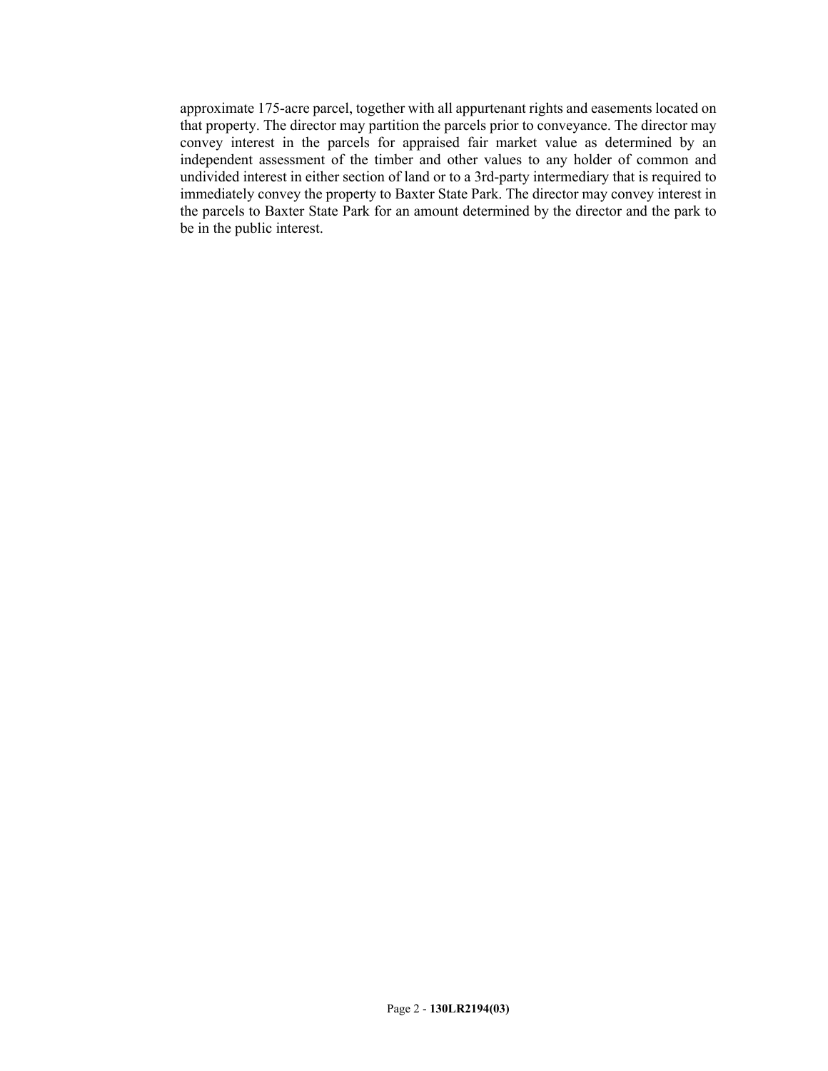approximate 175-acre parcel, together with all appurtenant rights and easements located on that property. The director may partition the parcels prior to conveyance. The director may convey interest in the parcels for appraised fair market value as determined by an independent assessment of the timber and other values to any holder of common and undivided interest in either section of land or to a 3rd-party intermediary that is required to immediately convey the property to Baxter State Park. The director may convey interest in the parcels to Baxter State Park for an amount determined by the director and the park to be in the public interest.